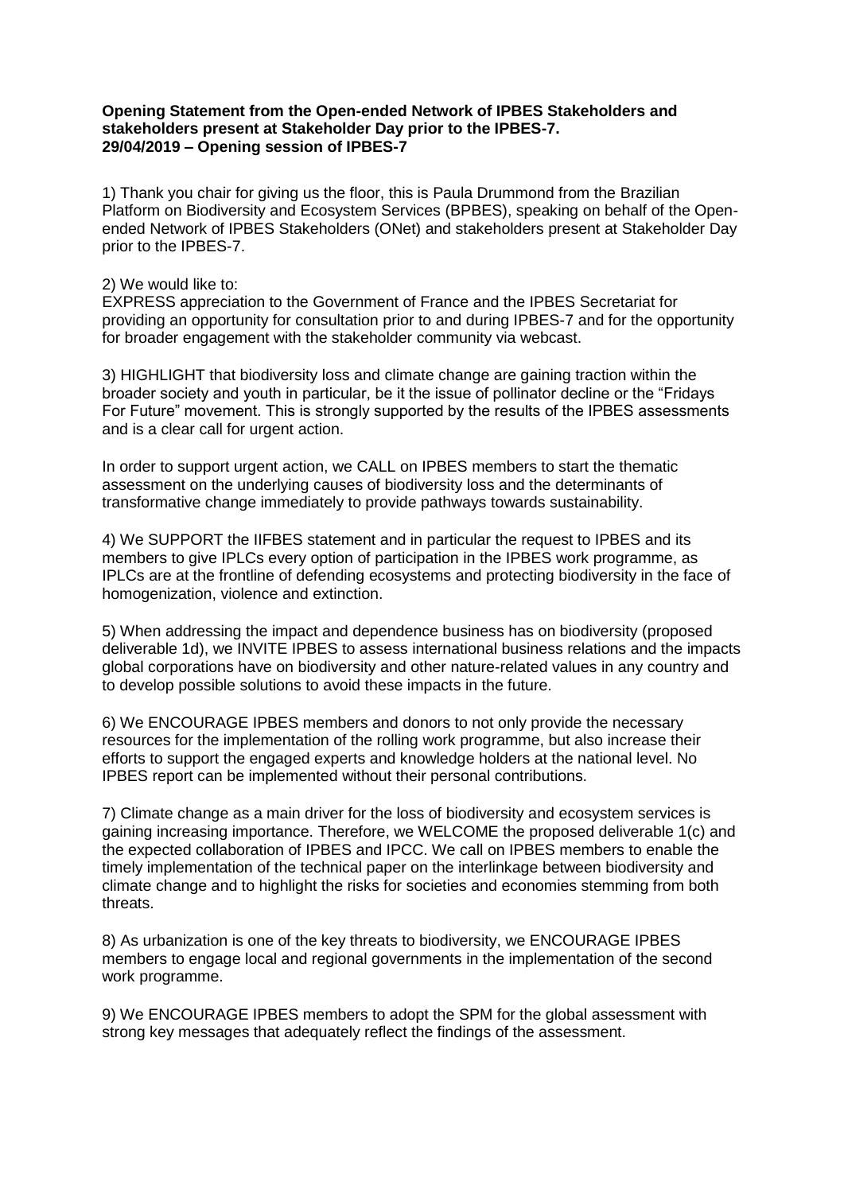**Opening Statement from the Open-ended Network of IPBES Stakeholders and stakeholders present at Stakeholder Day prior to the IPBES-7.**
**29/04/2019 – Opening session of IPBES-7**

1) Thank you chair for giving us the floor, this is Paula Drummond from the Brazilian Platform on Biodiversity and Ecosystem Services (BPBES), speaking on behalf of the Open-ended Network of IPBES Stakeholders (ONet) and stakeholders present at Stakeholder Day prior to the IPBES-7.

2) We would like to:
EXPRESS appreciation to the Government of France and the IPBES Secretariat for providing an opportunity for consultation prior to and during IPBES-7 and for the opportunity for broader engagement with the stakeholder community via webcast.

3) HIGHLIGHT that biodiversity loss and climate change are gaining traction within the broader society and youth in particular, be it the issue of pollinator decline or the "Fridays For Future" movement. This is strongly supported by the results of the IPBES assessments and is a clear call for urgent action.

In order to support urgent action, we CALL on IPBES members to start the thematic assessment on the underlying causes of biodiversity loss and the determinants of transformative change immediately to provide pathways towards sustainability.

4) We SUPPORT the IIFBES statement and in particular the request to IPBES and its members to give IPLCs every option of participation in the IPBES work programme, as IPLCs are at the frontline of defending ecosystems and protecting biodiversity in the face of homogenization, violence and extinction.

5) When addressing the impact and dependence business has on biodiversity (proposed deliverable 1d), we INVITE IPBES to assess international business relations and the impacts global corporations have on biodiversity and other nature-related values in any country and to develop possible solutions to avoid these impacts in the future.

6) We ENCOURAGE IPBES members and donors to not only provide the necessary resources for the implementation of the rolling work programme, but also increase their efforts to support the engaged experts and knowledge holders at the national level. No IPBES report can be implemented without their personal contributions.

7) Climate change as a main driver for the loss of biodiversity and ecosystem services is gaining increasing importance. Therefore, we WELCOME the proposed deliverable 1(c) and the expected collaboration of IPBES and IPCC. We call on IPBES members to enable the timely implementation of the technical paper on the interlinkage between biodiversity and climate change and to highlight the risks for societies and economies stemming from both threats.

8) As urbanization is one of the key threats to biodiversity, we ENCOURAGE IPBES members to engage local and regional governments in the implementation of the second work programme.

9) We ENCOURAGE IPBES members to adopt the SPM for the global assessment with strong key messages that adequately reflect the findings of the assessment.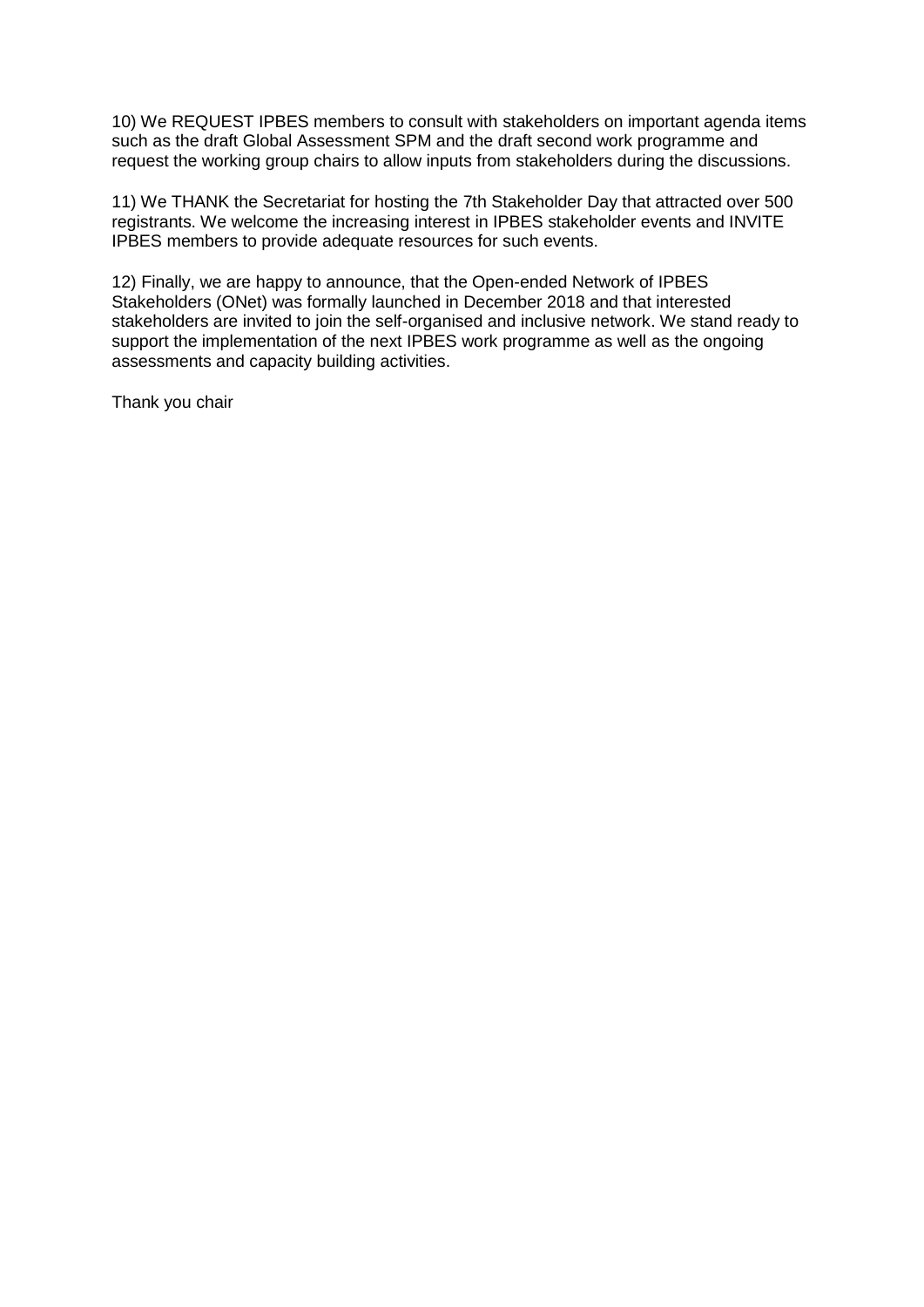10) We REQUEST IPBES members to consult with stakeholders on important agenda items such as the draft Global Assessment SPM and the draft second work programme and request the working group chairs to allow inputs from stakeholders during the discussions.

11) We THANK the Secretariat for hosting the 7th Stakeholder Day that attracted over 500 registrants. We welcome the increasing interest in IPBES stakeholder events and INVITE IPBES members to provide adequate resources for such events.

12) Finally, we are happy to announce, that the Open-ended Network of IPBES Stakeholders (ONet) was formally launched in December 2018 and that interested stakeholders are invited to join the self-organised and inclusive network. We stand ready to support the implementation of the next IPBES work programme as well as the ongoing assessments and capacity building activities.

Thank you chair